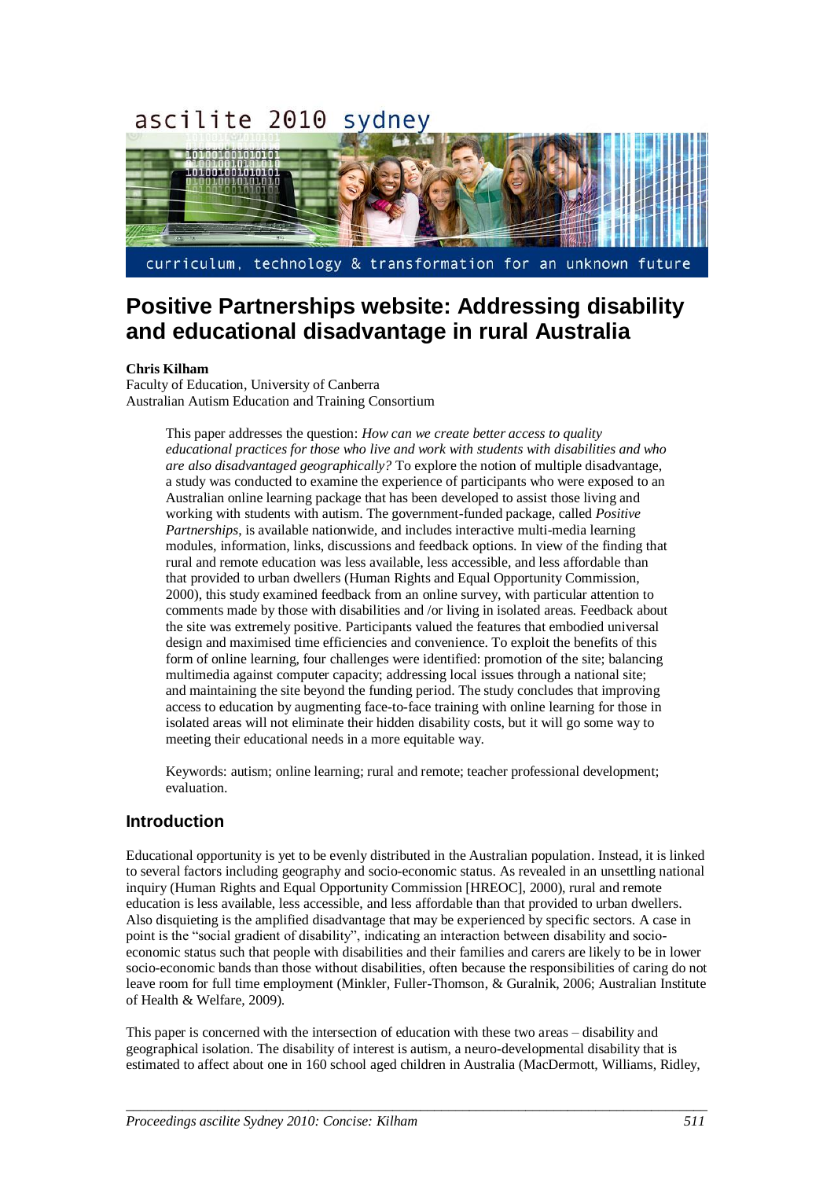# Positive Partnerships website: Addressing disability and educational disadvantage in rural Australia

**Chris Kilham**
Faculty of Education, University of Canberra
Australian Autism Education and Training Consortium

This paper addresses the question: *How can we create better access to quality educational practices for those who live and work with students with disabilities and who are also disadvantaged geographically?* To explore the notion of multiple disadvantage, a study was conducted to examine the experience of participants who were exposed to an Australian online learning package that has been developed to assist those living and working with students with autism. The government-funded package, called *Positive Partnerships*, is available nationwide, and includes interactive multi-media learning modules, information, links, discussions and feedback options. In view of the finding that rural and remote education was less available, less accessible, and less affordable than that provided to urban dwellers (Human Rights and Equal Opportunity Commission, 2000), this study examined feedback from an online survey, with particular attention to comments made by those with disabilities and /or living in isolated areas. Feedback about the site was extremely positive. Participants valued the features that embodied universal design and maximised time efficiencies and convenience. To exploit the benefits of this form of online learning, four challenges were identified: promotion of the site; balancing multimedia against computer capacity; addressing local issues through a national site; and maintaining the site beyond the funding period. The study concludes that improving access to education by augmenting face-to-face training with online learning for those in isolated areas will not eliminate their hidden disability costs, but it will go some way to meeting their educational needs in a more equitable way.

Keywords: autism; online learning; rural and remote; teacher professional development; evaluation.

## Introduction

Educational opportunity is yet to be evenly distributed in the Australian population. Instead, it is linked to several factors including geography and socio-economic status. As revealed in an unsettling national inquiry (Human Rights and Equal Opportunity Commission [HREOC], 2000), rural and remote education is less available, less accessible, and less affordable than that provided to urban dwellers. Also disquieting is the amplified disadvantage that may be experienced by specific sectors. A case in point is the "social gradient of disability", indicating an interaction between disability and socio-economic status such that people with disabilities and their families and carers are likely to be in lower socio-economic bands than those without disabilities, often because the responsibilities of caring do not leave room for full time employment (Minkler, Fuller-Thomson, & Guralnik, 2006; Australian Institute of Health & Welfare, 2009).

This paper is concerned with the intersection of education with these two areas – disability and geographical isolation. The disability of interest is autism, a neuro-developmental disability that is estimated to affect about one in 160 school aged children in Australia (MacDermott, Williams, Ridley,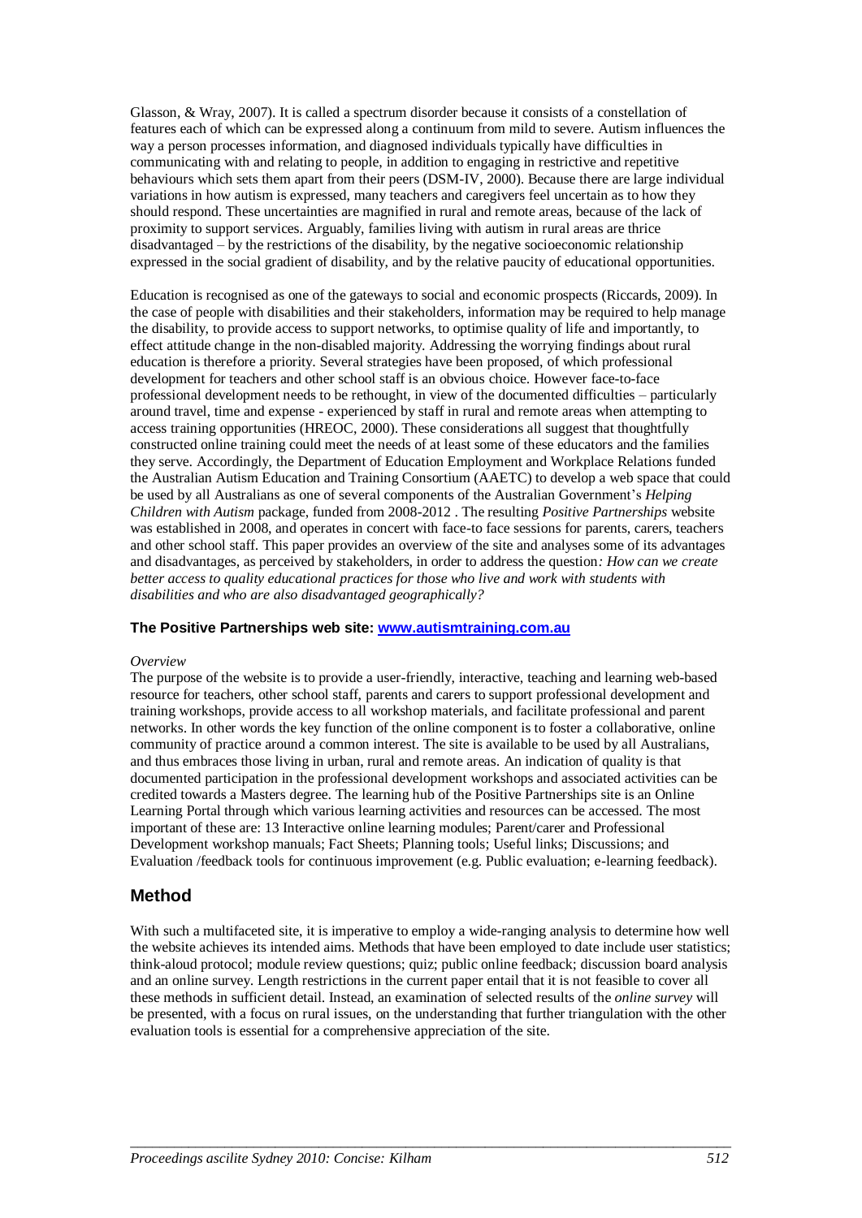Glasson, & Wray, 2007). It is called a spectrum disorder because it consists of a constellation of features each of which can be expressed along a continuum from mild to severe. Autism influences the way a person processes information, and diagnosed individuals typically have difficulties in communicating with and relating to people, in addition to engaging in restrictive and repetitive behaviours which sets them apart from their peers (DSM-IV, 2000). Because there are large individual variations in how autism is expressed, many teachers and caregivers feel uncertain as to how they should respond. These uncertainties are magnified in rural and remote areas, because of the lack of proximity to support services. Arguably, families living with autism in rural areas are thrice disadvantaged – by the restrictions of the disability, by the negative socioeconomic relationship expressed in the social gradient of disability, and by the relative paucity of educational opportunities.

Education is recognised as one of the gateways to social and economic prospects (Riccards, 2009). In the case of people with disabilities and their stakeholders, information may be required to help manage the disability, to provide access to support networks, to optimise quality of life and importantly, to effect attitude change in the non-disabled majority. Addressing the worrying findings about rural education is therefore a priority. Several strategies have been proposed, of which professional development for teachers and other school staff is an obvious choice. However face-to-face professional development needs to be rethought, in view of the documented difficulties – particularly around travel, time and expense - experienced by staff in rural and remote areas when attempting to access training opportunities (HREOC, 2000). These considerations all suggest that thoughtfully constructed online training could meet the needs of at least some of these educators and the families they serve. Accordingly, the Department of Education Employment and Workplace Relations funded the Australian Autism Education and Training Consortium (AAETC) to develop a web space that could be used by all Australians as one of several components of the Australian Government's *Helping Children with Autism* package, funded from 2008-2012 . The resulting *Positive Partnerships* website was established in 2008, and operates in concert with face-to face sessions for parents, carers, teachers and other school staff. This paper provides an overview of the site and analyses some of its advantages and disadvantages, as perceived by stakeholders, in order to address the question*: How can we create better access to quality educational practices for those who live and work with students with disabilities and who are also disadvantaged geographically?*

#### The Positive Partnerships web site: www.autismtraining.com.au

*Overview*

The purpose of the website is to provide a user-friendly, interactive, teaching and learning web-based resource for teachers, other school staff, parents and carers to support professional development and training workshops, provide access to all workshop materials, and facilitate professional and parent networks. In other words the key function of the online component is to foster a collaborative, online community of practice around a common interest. The site is available to be used by all Australians, and thus embraces those living in urban, rural and remote areas. An indication of quality is that documented participation in the professional development workshops and associated activities can be credited towards a Masters degree. The learning hub of the Positive Partnerships site is an Online Learning Portal through which various learning activities and resources can be accessed. The most important of these are: 13 Interactive online learning modules; Parent/carer and Professional Development workshop manuals; Fact Sheets; Planning tools; Useful links; Discussions; and Evaluation /feedback tools for continuous improvement (e.g. Public evaluation; e-learning feedback).

## Method

With such a multifaceted site, it is imperative to employ a wide-ranging analysis to determine how well the website achieves its intended aims. Methods that have been employed to date include user statistics; think-aloud protocol; module review questions; quiz; public online feedback; discussion board analysis and an online survey. Length restrictions in the current paper entail that it is not feasible to cover all these methods in sufficient detail. Instead, an examination of selected results of the *online survey* will be presented, with a focus on rural issues, on the understanding that further triangulation with the other evaluation tools is essential for a comprehensive appreciation of the site.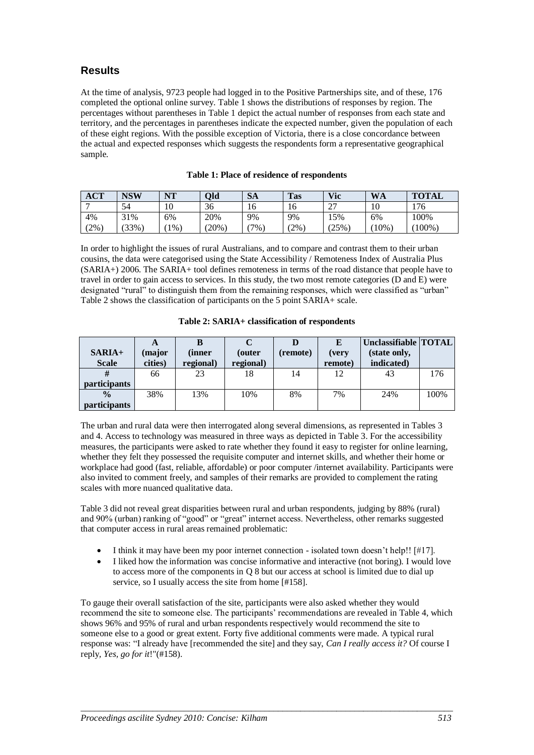## Results

At the time of analysis, 9723 people had logged in to the Positive Partnerships site, and of these, 176 completed the optional online survey. Table 1 shows the distributions of responses by region. The percentages without parentheses in Table 1 depict the actual number of responses from each state and territory, and the percentages in parentheses indicate the expected number, given the population of each of these eight regions. With the possible exception of Victoria, there is a close concordance between the actual and expected responses which suggests the respondents form a representative geographical sample.

**Table 1: Place of residence of respondents**

| ACT | NSW | NT | Qld | SA | Tas | Vic | WA | TOTAL |
|---|---|---|---|---|---|---|---|---|
| 7 | 54 | 10 | 36 | 16 | 16 | 27 | 10 | 176 |
| 4% | 31% | 6% | 20% | 9% | 9% | 15% | 6% | 100% |
| (2%) | (33%) | (1%) | (20%) | (7%) | (2%) | (25%) | (10%) | (100%) |

In order to highlight the issues of rural Australians, and to compare and contrast them to their urban cousins, the data were categorised using the State Accessibility / Remoteness Index of Australia Plus (SARIA+) 2006. The SARIA+ tool defines remoteness in terms of the road distance that people have to travel in order to gain access to services. In this study, the two most remote categories (D and E) were designated "rural" to distinguish them from the remaining responses, which were classified as "urban" Table 2 shows the classification of participants on the 5 point SARIA+ scale.

**Table 2: SARIA+ classification of respondents**

| SARIA+ Scale | A (major cities) | B (inner regional) | C (outer regional) | D (remote) | E (very remote) | Unclassifiable (state only, indicated) | TOTAL |
|---|---|---|---|---|---|---|---|
| # participants | 66 | 23 | 18 | 14 | 12 | 43 | 176 |
| % participants | 38% | 13% | 10% | 8% | 7% | 24% | 100% |

The urban and rural data were then interrogated along several dimensions, as represented in Tables 3 and 4. Access to technology was measured in three ways as depicted in Table 3. For the accessibility measures, the participants were asked to rate whether they found it easy to register for online learning, whether they felt they possessed the requisite computer and internet skills, and whether their home or workplace had good (fast, reliable, affordable) or poor computer /internet availability. Participants were also invited to comment freely, and samples of their remarks are provided to complement the rating scales with more nuanced qualitative data.

Table 3 did not reveal great disparities between rural and urban respondents, judging by 88% (rural) and 90% (urban) ranking of "good" or "great" internet access. Nevertheless, other remarks suggested that computer access in rural areas remained problematic:

- I think it may have been my poor internet connection - isolated town doesn't help!! [#17].
- I liked how the information was concise informative and interactive (not boring). I would love to access more of the components in Q 8 but our access at school is limited due to dial up service, so I usually access the site from home [#158].

To gauge their overall satisfaction of the site, participants were also asked whether they would recommend the site to someone else. The participants' recommendations are revealed in Table 4, which shows 96% and 95% of rural and urban respondents respectively would recommend the site to someone else to a good or great extent. Forty five additional comments were made. A typical rural response was: "I already have [recommended the site] and they say, *Can I really access it?* Of course I reply, *Yes, go for it*!"(#158).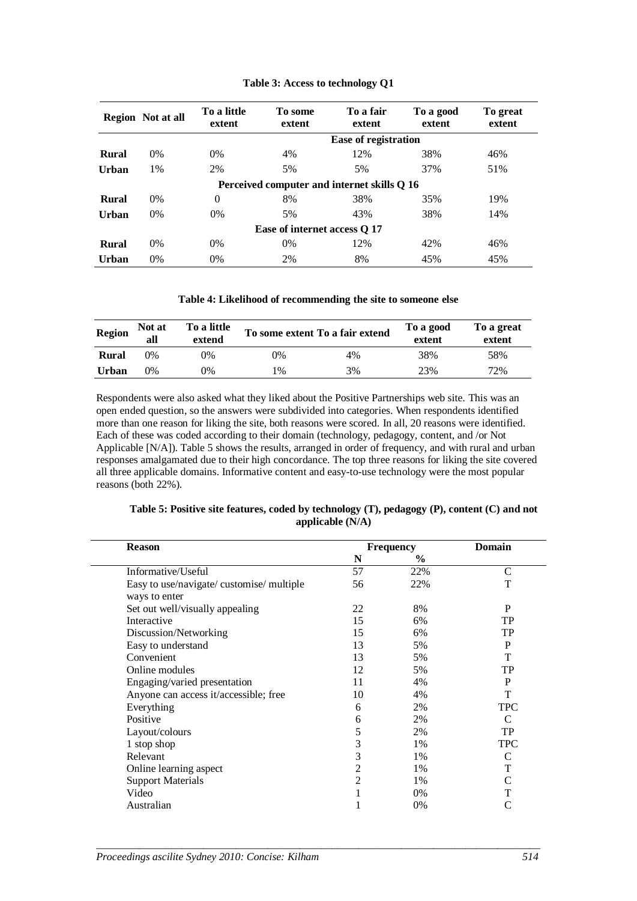**Table 3: Access to technology Q1**

| Region | Not at all | To a little extent | To some extent | To a fair extent | To a good extent | To great extent |
|---|---|---|---|---|---|---|
| | | | | **Ease of registration** | | |
| **Rural** | 0% | 0% | 4% | 12% | 38% | 46% |
| **Urban** | 1% | 2% | 5% | 5% | 37% | 51% |
| | | | **Perceived computer and internet skills Q 16** | | | |
| **Rural** | 0% | 0 | 8% | 38% | 35% | 19% |
| **Urban** | 0% | 0% | 5% | 43% | 38% | 14% |
| | | | **Ease of internet access Q 17** | | | |
| **Rural** | 0% | 0% | 0% | 12% | 42% | 46% |
| **Urban** | 0% | 0% | 2% | 8% | 45% | 45% |

**Table 4: Likelihood of recommending the site to someone else**

| Region | Not at all | To a little extend | To some extent | To a fair extend | To a good extent | To a great extent |
|---|---|---|---|---|---|---|
| **Rural** | 0% | 0% | 0% | 4% | 38% | 58% |
| **Urban** | 0% | 0% | 1% | 3% | 23% | 72% |

Respondents were also asked what they liked about the Positive Partnerships web site. This was an open ended question, so the answers were subdivided into categories. When respondents identified more than one reason for liking the site, both reasons were scored. In all, 20 reasons were identified. Each of these was coded according to their domain (technology, pedagogy, content, and /or Not Applicable [N/A]). Table 5 shows the results, arranged in order of frequency, and with rural and urban responses amalgamated due to their high concordance. The top three reasons for liking the site covered all three applicable domains. Informative content and easy-to-use technology were the most popular reasons (both 22%).

**Table 5: Positive site features, coded by technology (T), pedagogy (P), content (C) and not applicable (N/A)**

| Reason | Frequency N | Frequency % | Domain |
|---|---|---|---|
| Informative/Useful | 57 | 22% | C |
| Easy to use/navigate/ customise/ multiple ways to enter | 56 | 22% | T |
| Set out well/visually appealing | 22 | 8% | P |
| Interactive | 15 | 6% | TP |
| Discussion/Networking | 15 | 6% | TP |
| Easy to understand | 13 | 5% | P |
| Convenient | 13 | 5% | T |
| Online modules | 12 | 5% | TP |
| Engaging/varied presentation | 11 | 4% | P |
| Anyone can access it/accessible; free | 10 | 4% | T |
| Everything | 6 | 2% | TPC |
| Positive | 6 | 2% | C |
| Layout/colours | 5 | 2% | TP |
| 1 stop shop | 3 | 1% | TPC |
| Relevant | 3 | 1% | C |
| Online learning aspect | 2 | 1% | T |
| Support Materials | 2 | 1% | C |
| Video | 1 | 0% | T |
| Australian | 1 | 0% | C |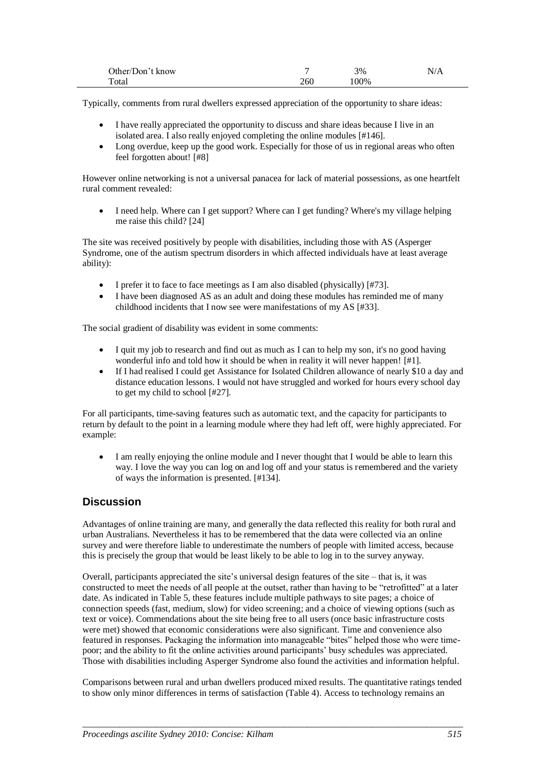| Other/Don't know | 7 | 3% | N/A |
|---|---|---|---|
| Total | 260 | 100% | |

Typically, comments from rural dwellers expressed appreciation of the opportunity to share ideas:

- I have really appreciated the opportunity to discuss and share ideas because I live in an isolated area. I also really enjoyed completing the online modules [#146].
- Long overdue, keep up the good work. Especially for those of us in regional areas who often feel forgotten about! [#8]

However online networking is not a universal panacea for lack of material possessions, as one heartfelt rural comment revealed:

- I need help. Where can I get support? Where can I get funding? Where's my village helping me raise this child? [24]

The site was received positively by people with disabilities, including those with AS (Asperger Syndrome, one of the autism spectrum disorders in which affected individuals have at least average ability):

- I prefer it to face to face meetings as I am also disabled (physically) [#73].
- I have been diagnosed AS as an adult and doing these modules has reminded me of many childhood incidents that I now see were manifestations of my AS [#33].

The social gradient of disability was evident in some comments:

- I quit my job to research and find out as much as I can to help my son, it's no good having wonderful info and told how it should be when in reality it will never happen! [#1].
- If I had realised I could get Assistance for Isolated Children allowance of nearly $10 a day and distance education lessons. I would not have struggled and worked for hours every school day to get my child to school [#27].

For all participants, time-saving features such as automatic text, and the capacity for participants to return by default to the point in a learning module where they had left off, were highly appreciated. For example:

- I am really enjoying the online module and I never thought that I would be able to learn this way. I love the way you can log on and log off and your status is remembered and the variety of ways the information is presented. [#134].

## Discussion

Advantages of online training are many, and generally the data reflected this reality for both rural and urban Australians. Nevertheless it has to be remembered that the data were collected via an online survey and were therefore liable to underestimate the numbers of people with limited access, because this is precisely the group that would be least likely to be able to log in to the survey anyway.

Overall, participants appreciated the site's universal design features of the site – that is, it was constructed to meet the needs of all people at the outset, rather than having to be "retrofitted" at a later date. As indicated in Table 5, these features include multiple pathways to site pages; a choice of connection speeds (fast, medium, slow) for video screening; and a choice of viewing options (such as text or voice). Commendations about the site being free to all users (once basic infrastructure costs were met) showed that economic considerations were also significant. Time and convenience also featured in responses. Packaging the information into manageable "bites" helped those who were time-poor; and the ability to fit the online activities around participants' busy schedules was appreciated. Those with disabilities including Asperger Syndrome also found the activities and information helpful.

Comparisons between rural and urban dwellers produced mixed results. The quantitative ratings tended to show only minor differences in terms of satisfaction (Table 4). Access to technology remains an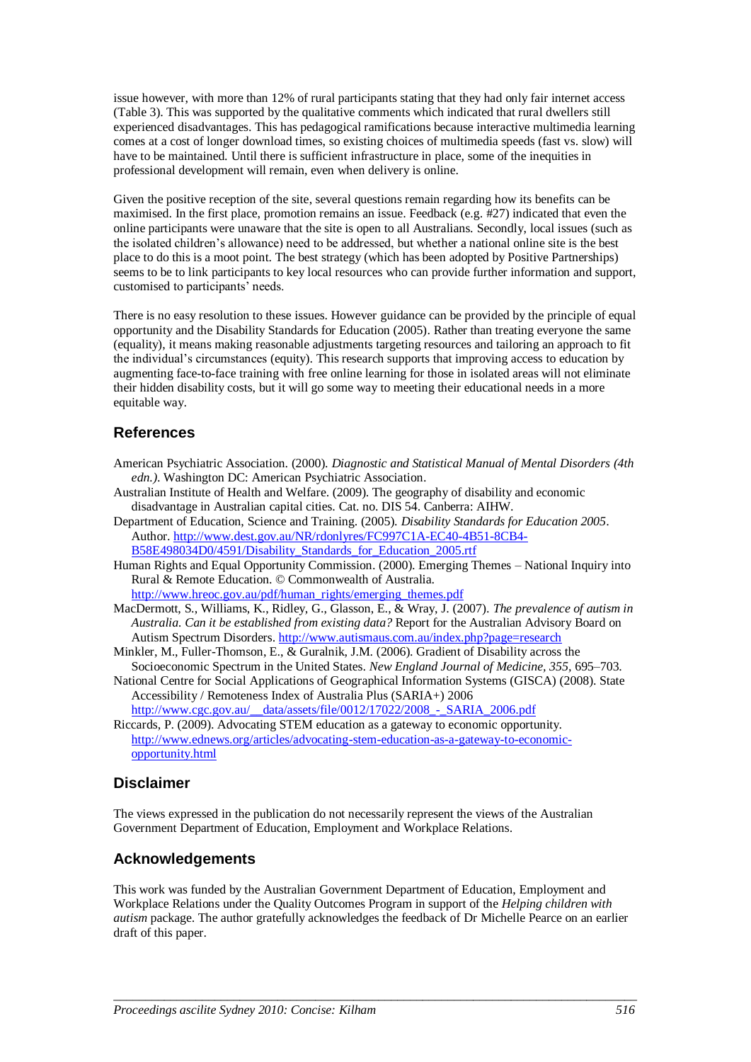issue however, with more than 12% of rural participants stating that they had only fair internet access (Table 3). This was supported by the qualitative comments which indicated that rural dwellers still experienced disadvantages. This has pedagogical ramifications because interactive multimedia learning comes at a cost of longer download times, so existing choices of multimedia speeds (fast vs. slow) will have to be maintained. Until there is sufficient infrastructure in place, some of the inequities in professional development will remain, even when delivery is online.

Given the positive reception of the site, several questions remain regarding how its benefits can be maximised. In the first place, promotion remains an issue. Feedback (e.g. #27) indicated that even the online participants were unaware that the site is open to all Australians. Secondly, local issues (such as the isolated children's allowance) need to be addressed, but whether a national online site is the best place to do this is a moot point. The best strategy (which has been adopted by Positive Partnerships) seems to be to link participants to key local resources who can provide further information and support, customised to participants' needs.

There is no easy resolution to these issues. However guidance can be provided by the principle of equal opportunity and the Disability Standards for Education (2005). Rather than treating everyone the same (equality), it means making reasonable adjustments targeting resources and tailoring an approach to fit the individual's circumstances (equity). This research supports that improving access to education by augmenting face-to-face training with free online learning for those in isolated areas will not eliminate their hidden disability costs, but it will go some way to meeting their educational needs in a more equitable way.

## References

American Psychiatric Association. (2000). *Diagnostic and Statistical Manual of Mental Disorders (4th edn.)*. Washington DC: American Psychiatric Association.

Australian Institute of Health and Welfare. (2009). The geography of disability and economic disadvantage in Australian capital cities. Cat. no. DIS 54. Canberra: AIHW.

Department of Education, Science and Training. (2005). *Disability Standards for Education 2005*. Author. http://www.dest.gov.au/NR/rdonlyres/FC997C1A-EC40-4B51-8CB4-B58E498034D0/4591/Disability_Standards_for_Education_2005.rtf

Human Rights and Equal Opportunity Commission. (2000). Emerging Themes – National Inquiry into Rural & Remote Education. © Commonwealth of Australia. http://www.hreoc.gov.au/pdf/human_rights/emerging_themes.pdf

MacDermott, S., Williams, K., Ridley, G., Glasson, E., & Wray, J. (2007). *The prevalence of autism in Australia. Can it be established from existing data?* Report for the Australian Advisory Board on Autism Spectrum Disorders. http://www.autismaus.com.au/index.php?page=research

Minkler, M., Fuller-Thomson, E., & Guralnik, J.M. (2006). Gradient of Disability across the Socioeconomic Spectrum in the United States. *New England Journal of Medicine*, *355*, 695–703.

National Centre for Social Applications of Geographical Information Systems (GISCA) (2008). State Accessibility / Remoteness Index of Australia Plus (SARIA+) 2006 http://www.cgc.gov.au/__data/assets/file/0012/17022/2008_-_SARIA_2006.pdf

Riccards, P. (2009). Advocating STEM education as a gateway to economic opportunity. http://www.ednews.org/articles/advocating-stem-education-as-a-gateway-to-economic-opportunity.html

## Disclaimer

The views expressed in the publication do not necessarily represent the views of the Australian Government Department of Education, Employment and Workplace Relations.

## Acknowledgements

This work was funded by the Australian Government Department of Education, Employment and Workplace Relations under the Quality Outcomes Program in support of the *Helping children with autism* package. The author gratefully acknowledges the feedback of Dr Michelle Pearce on an earlier draft of this paper.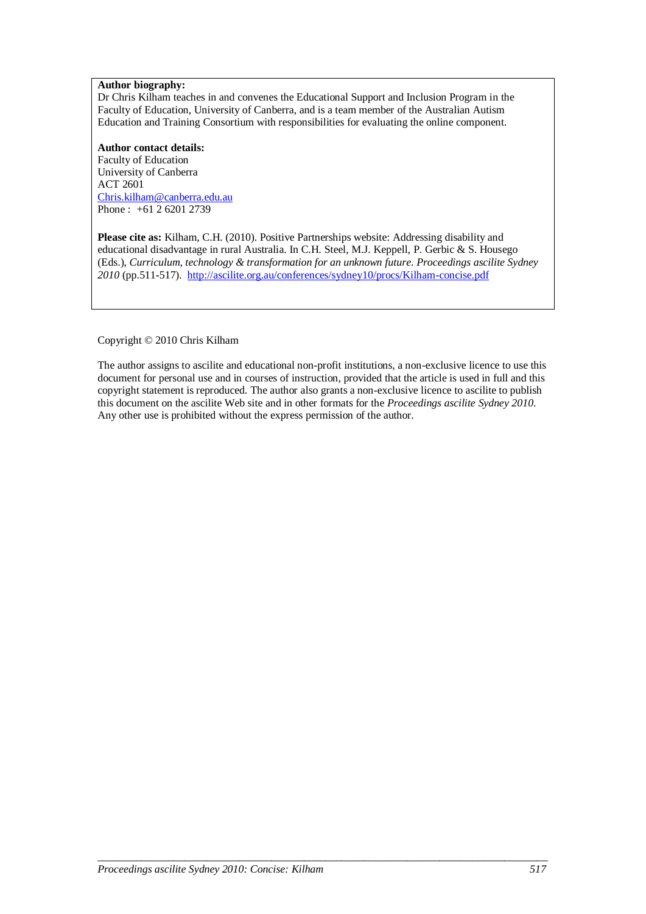**Author biography:**
Dr Chris Kilham teaches in and convenes the Educational Support and Inclusion Program in the Faculty of Education, University of Canberra, and is a team member of the Australian Autism Education and Training Consortium with responsibilities for evaluating the online component.

**Author contact details:**
Faculty of Education
University of Canberra
ACT 2601
Chris.kilham@canberra.edu.au
Phone : +61 2 6201 2739

**Please cite as:** Kilham, C.H. (2010). Positive Partnerships website: Addressing disability and educational disadvantage in rural Australia. In C.H. Steel, M.J. Keppell, P. Gerbic & S. Housego (Eds.), *Curriculum, technology & transformation for an unknown future. Proceedings ascilite Sydney 2010* (pp.511-517). http://ascilite.org.au/conferences/sydney10/procs/Kilham-concise.pdf

Copyright © 2010 Chris Kilham

The author assigns to ascilite and educational non-profit institutions, a non-exclusive licence to use this document for personal use and in courses of instruction, provided that the article is used in full and this copyright statement is reproduced. The author also grants a non-exclusive licence to ascilite to publish this document on the ascilite Web site and in other formats for the *Proceedings ascilite Sydney 2010*. Any other use is prohibited without the express permission of the author.